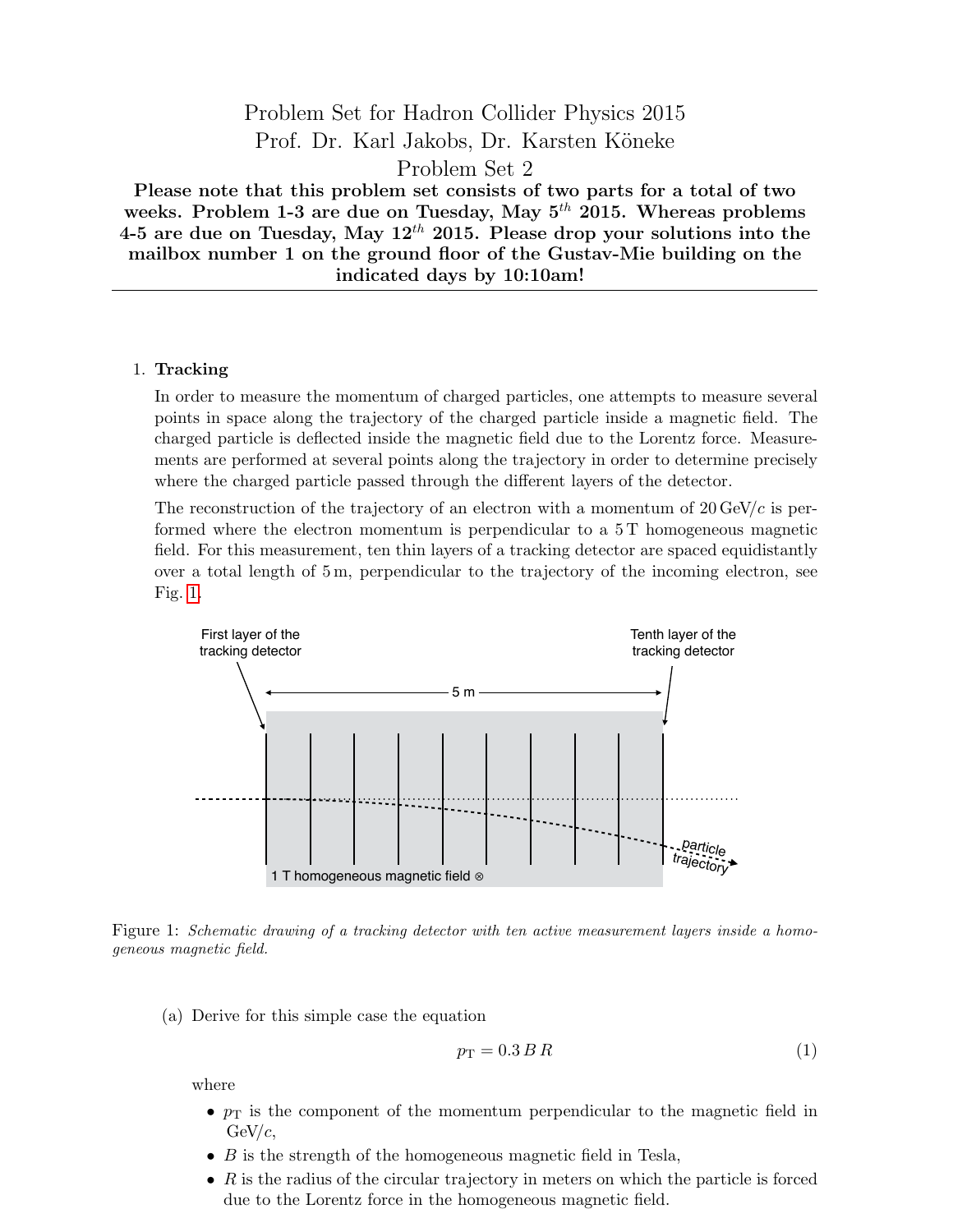# Problem Set for Hadron Collider Physics 2015

Prof. Dr. Karl Jakobs, Dr. Karsten Köneke

Problem Set 2

**Please note that this problem set consists of two parts for a total of two weeks. Problem 1-3 are due on Tuesday, May 5$^{th}$ 2015. Whereas problems 4-5 are due on Tuesday, May 12$^{th}$ 2015. Please drop your solutions into the mailbox number 1 on the ground floor of the Gustav-Mie building on the indicated days by 10:10am!**

---

1. **Tracking**

   In order to measure the momentum of charged particles, one attempts to measure several points in space along the trajectory of the charged particle inside a magnetic field. The charged particle is deflected inside the magnetic field due to the Lorentz force. Measurements are performed at several points along the trajectory in order to determine precisely where the charged particle passed through the different layers of the detector.

   The reconstruction of the trajectory of an electron with a momentum of 20 GeV/$c$ is performed where the electron momentum is perpendicular to a 5 T homogeneous magnetic field. For this measurement, ten thin layers of a tracking detector are spaced equidistantly over a total length of 5 m, perpendicular to the trajectory of the incoming electron, see Fig. 1.

   First layer of the tracking detector — Tenth layer of the tracking detector — 5 m — particle trajectory — 1 T homogeneous magnetic field ⊗

   Figure 1: *Schematic drawing of a tracking detector with ten active measurement layers inside a homogeneous magnetic field.*

   (a) Derive for this simple case the equation

   $$p_{\mathrm{T}} = 0.3\, B\, R \tag{1}$$

   where

   - $p_{\mathrm{T}}$ is the component of the momentum perpendicular to the magnetic field in GeV/$c$,
   - $B$ is the strength of the homogeneous magnetic field in Tesla,
   - $R$ is the radius of the circular trajectory in meters on which the particle is forced due to the Lorentz force in the homogeneous magnetic field.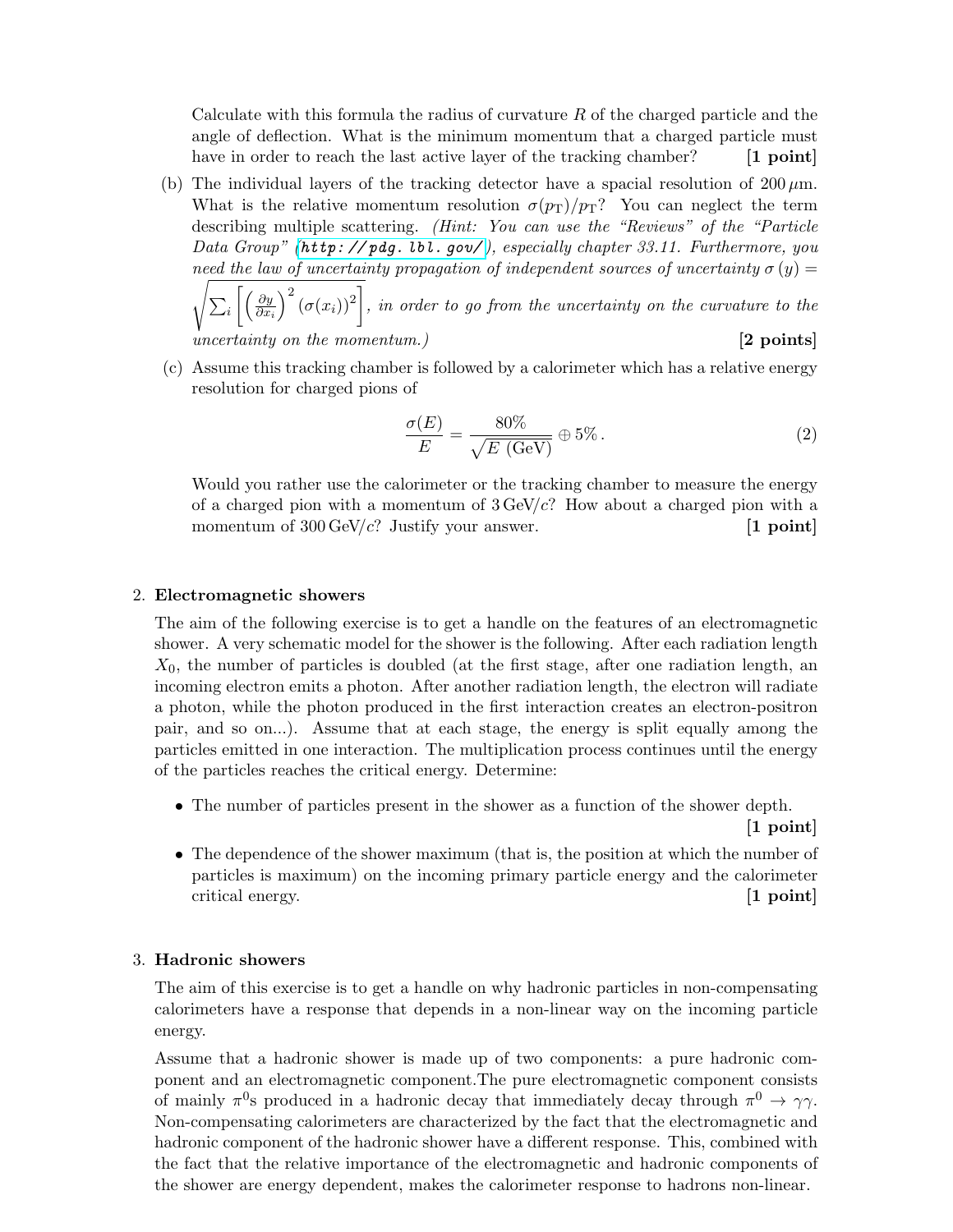Calculate with this formula the radius of curvature $R$ of the charged particle and the angle of deflection. What is the minimum momentum that a charged particle must have in order to reach the last active layer of the tracking chamber? **[1 point]**

(b) The individual layers of the tracking detector have a spacial resolution of $200\,\mu$m. What is the relative momentum resolution $\sigma(p_{\mathrm{T}})/p_{\mathrm{T}}$? You can neglect the term describing multiple scattering. *(Hint: You can use the "Reviews" of the "Particle Data Group" (http://pdg.lbl.gov/), especially chapter 33.11. Furthermore, you need the law of uncertainty propagation of independent sources of uncertainty* $\sigma(y) = \sqrt{\sum_i \left[ \left( \frac{\partial y}{\partial x_i} \right)^2 (\sigma(x_i))^2 \right]}$*, in order to go from the uncertainty on the curvature to the uncertainty on the momentum.)* **[2 points]**

(c) Assume this tracking chamber is followed by a calorimeter which has a relative energy resolution for charged pions of

$$\frac{\sigma(E)}{E} = \frac{80\%}{\sqrt{E\ (\mathrm{GeV})}} \oplus 5\%\,. \tag{2}$$

Would you rather use the calorimeter or the tracking chamber to measure the energy of a charged pion with a momentum of $3\,\mathrm{GeV}/c$? How about a charged pion with a momentum of $300\,\mathrm{GeV}/c$? Justify your answer. **[1 point]**

2. **Electromagnetic showers**

The aim of the following exercise is to get a handle on the features of an electromagnetic shower. A very schematic model for the shower is the following. After each radiation length $X_0$, the number of particles is doubled (at the first stage, after one radiation length, an incoming electron emits a photon. After another radiation length, the electron will radiate a photon, while the photon produced in the first interaction creates an electron-positron pair, and so on...). Assume that at each stage, the energy is split equally among the particles emitted in one interaction. The multiplication process continues until the energy of the particles reaches the critical energy. Determine:

- The number of particles present in the shower as a function of the shower depth. **[1 point]**
- The dependence of the shower maximum (that is, the position at which the number of particles is maximum) on the incoming primary particle energy and the calorimeter critical energy. **[1 point]**

3. **Hadronic showers**

The aim of this exercise is to get a handle on why hadronic particles in non-compensating calorimeters have a response that depends in a non-linear way on the incoming particle energy.

Assume that a hadronic shower is made up of two components: a pure hadronic component and an electromagnetic component.The pure electromagnetic component consists of mainly $\pi^0$s produced in a hadronic decay that immediately decay through $\pi^0 \to \gamma\gamma$. Non-compensating calorimeters are characterized by the fact that the electromagnetic and hadronic component of the hadronic shower have a different response. This, combined with the fact that the relative importance of the electromagnetic and hadronic components of the shower are energy dependent, makes the calorimeter response to hadrons non-linear.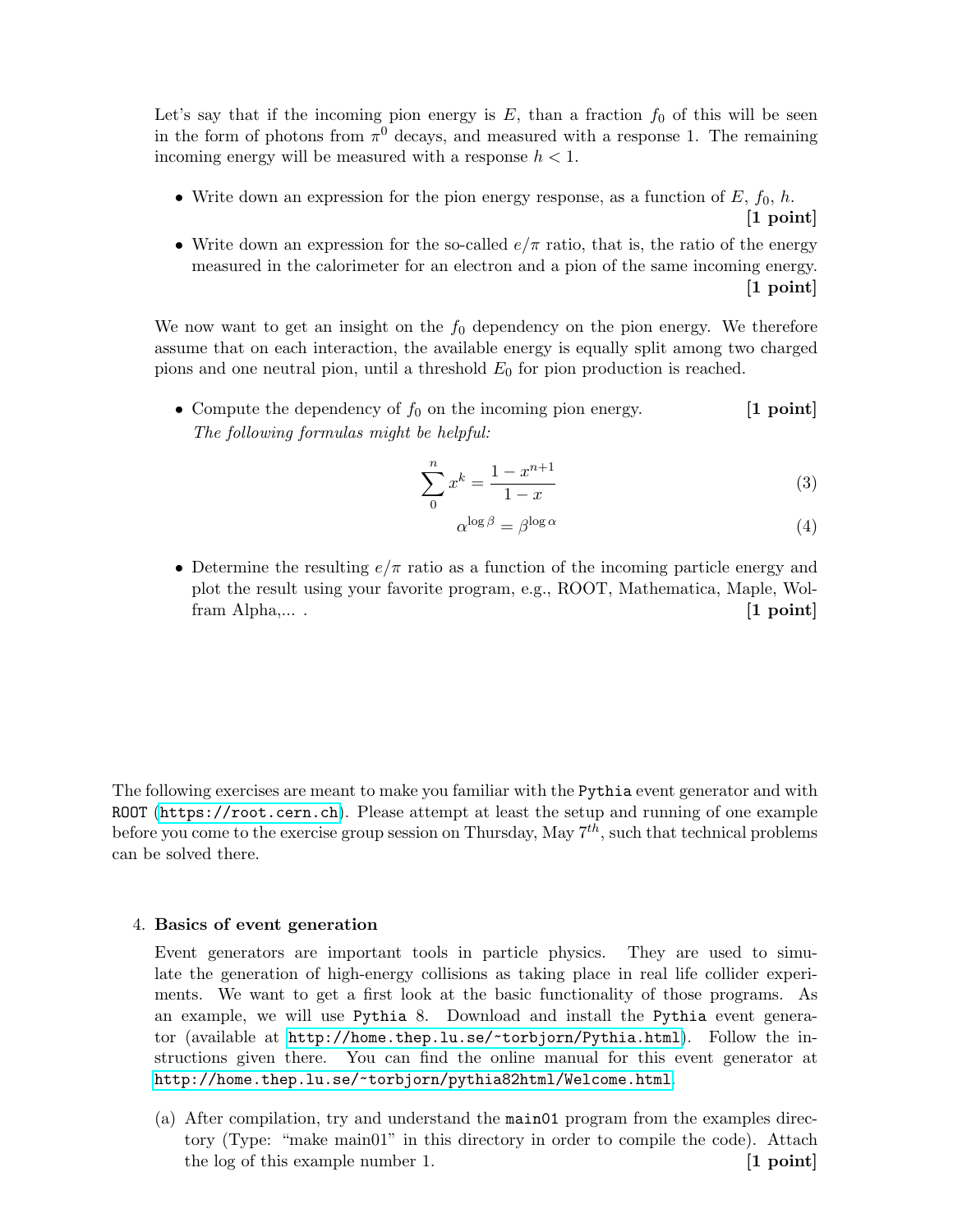Let's say that if the incoming pion energy is $E$, than a fraction $f_0$ of this will be seen in the form of photons from $\pi^0$ decays, and measured with a response 1. The remaining incoming energy will be measured with a response $h < 1$.

- Write down an expression for the pion energy response, as a function of $E$, $f_0$, $h$. **[1 point]**
- Write down an expression for the so-called $e/\pi$ ratio, that is, the ratio of the energy measured in the calorimeter for an electron and a pion of the same incoming energy. **[1 point]**

We now want to get an insight on the $f_0$ dependency on the pion energy. We therefore assume that on each interaction, the available energy is equally split among two charged pions and one neutral pion, until a threshold $E_0$ for pion production is reached.

- Compute the dependency of $f_0$ on the incoming pion energy. **[1 point]**

  *The following formulas might be helpful:*

$$\sum_{0}^{n} x^k = \frac{1 - x^{n+1}}{1 - x} \tag{3}$$

$$\alpha^{\log \beta} = \beta^{\log \alpha} \tag{4}$$

- Determine the resulting $e/\pi$ ratio as a function of the incoming particle energy and plot the result using your favorite program, e.g., ROOT, Mathematica, Maple, Wolfram Alpha,... . **[1 point]**

The following exercises are meant to make you familiar with the `Pythia` event generator and with `ROOT` (https://root.cern.ch). Please attempt at least the setup and running of one example before you come to the exercise group session on Thursday, May $7^{th}$, such that technical problems can be solved there.

4. **Basics of event generation**

   Event generators are important tools in particle physics. They are used to simulate the generation of high-energy collisions as taking place in real life collider experiments. We want to get a first look at the basic functionality of those programs. As an example, we will use `Pythia` 8. Download and install the `Pythia` event generator (available at http://home.thep.lu.se/~torbjorn/Pythia.html). Follow the instructions given there. You can find the online manual for this event generator at http://home.thep.lu.se/~torbjorn/pythia82html/Welcome.html.

   (a) After compilation, try and understand the `main01` program from the examples directory (Type: "make main01" in this directory in order to compile the code). Attach the log of this example number 1. **[1 point]**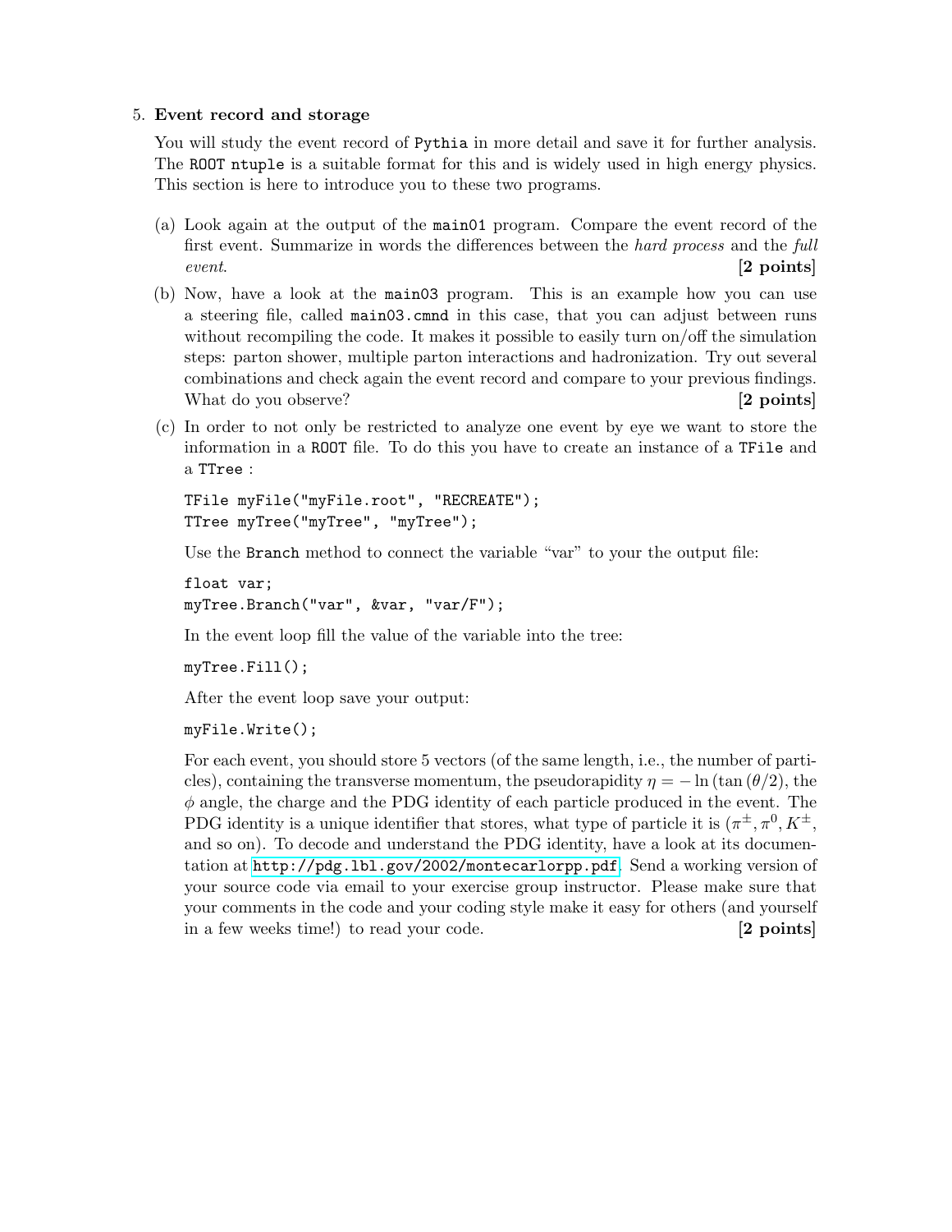5. **Event record and storage**

   You will study the event record of `Pythia` in more detail and save it for further analysis. The `ROOT ntuple` is a suitable format for this and is widely used in high energy physics. This section is here to introduce you to these two programs.

   (a) Look again at the output of the `main01` program. Compare the event record of the first event. Summarize in words the differences between the *hard process* and the *full event*. **[2 points]**

   (b) Now, have a look at the `main03` program. This is an example how you can use a steering file, called `main03.cmnd` in this case, that you can adjust between runs without recompiling the code. It makes it possible to easily turn on/off the simulation steps: parton shower, multiple parton interactions and hadronization. Try out several combinations and check again the event record and compare to your previous findings. What do you observe? **[2 points]**

   (c) In order to not only be restricted to analyze one event by eye we want to store the information in a `ROOT` file. To do this you have to create an instance of a `TFile` and a `TTree` :

   ```
   TFile myFile("myFile.root", "RECREATE");
   TTree myTree("myTree", "myTree");
   ```

   Use the `Branch` method to connect the variable "var" to your the output file:

   ```
   float var;
   myTree.Branch("var", &var, "var/F");
   ```

   In the event loop fill the value of the variable into the tree:

   ```
   myTree.Fill();
   ```

   After the event loop save your output:

   ```
   myFile.Write();
   ```

   For each event, you should store 5 vectors (of the same length, i.e., the number of particles), containing the transverse momentum, the pseudorapidity $\eta = -\ln(\tan(\theta/2))$, the $\phi$ angle, the charge and the PDG identity of each particle produced in the event. The PDG identity is a unique identifier that stores, what type of particle it is ($\pi^{\pm}, \pi^{0}, K^{\pm}$, and so on). To decode and understand the PDG identity, have a look at its documentation at http://pdg.lbl.gov/2002/montecarlorpp.pdf. Send a working version of your source code via email to your exercise group instructor. Please make sure that your comments in the code and your coding style make it easy for others (and yourself in a few weeks time!) to read your code. **[2 points]**